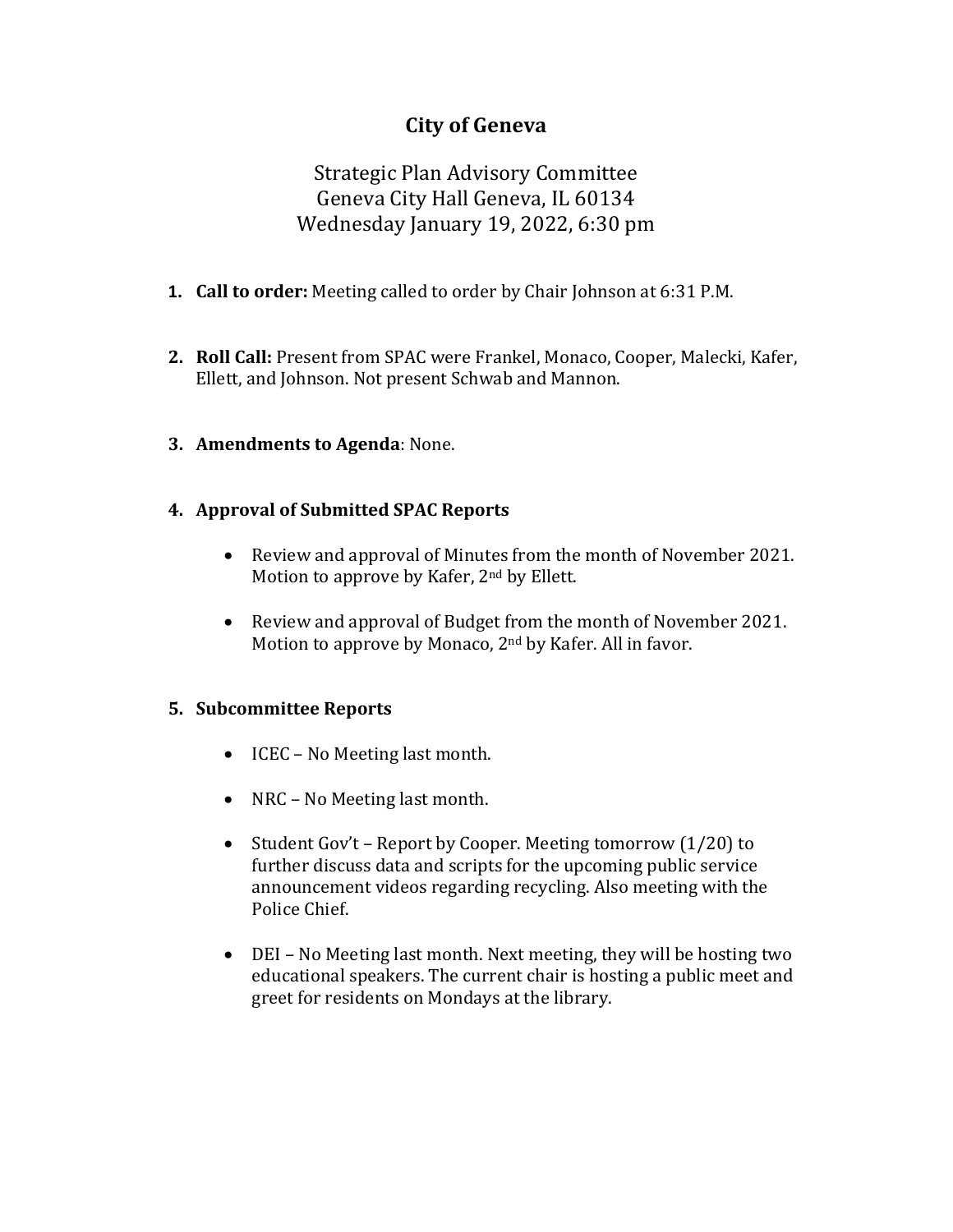# City of Geneva

Strategic Plan Advisory Committee
Geneva City Hall Geneva, IL 60134
Wednesday January 19, 2022, 6:30 pm

1. **Call to order:** Meeting called to order by Chair Johnson at 6:31 P.M.

2. **Roll Call:** Present from SPAC were Frankel, Monaco, Cooper, Malecki, Kafer, Ellett, and Johnson. Not present Schwab and Mannon.

3. **Amendments to Agenda**: None.

4. **Approval of Submitted SPAC Reports**

   - Review and approval of Minutes from the month of November 2021. Motion to approve by Kafer, 2nd by Ellett.

   - Review and approval of Budget from the month of November 2021. Motion to approve by Monaco, 2nd by Kafer. All in favor.

5. **Subcommittee Reports**

   - ICEC – No Meeting last month.

   - NRC – No Meeting last month.

   - Student Gov't – Report by Cooper. Meeting tomorrow (1/20) to further discuss data and scripts for the upcoming public service announcement videos regarding recycling. Also meeting with the Police Chief.

   - DEI – No Meeting last month. Next meeting, they will be hosting two educational speakers. The current chair is hosting a public meet and greet for residents on Mondays at the library.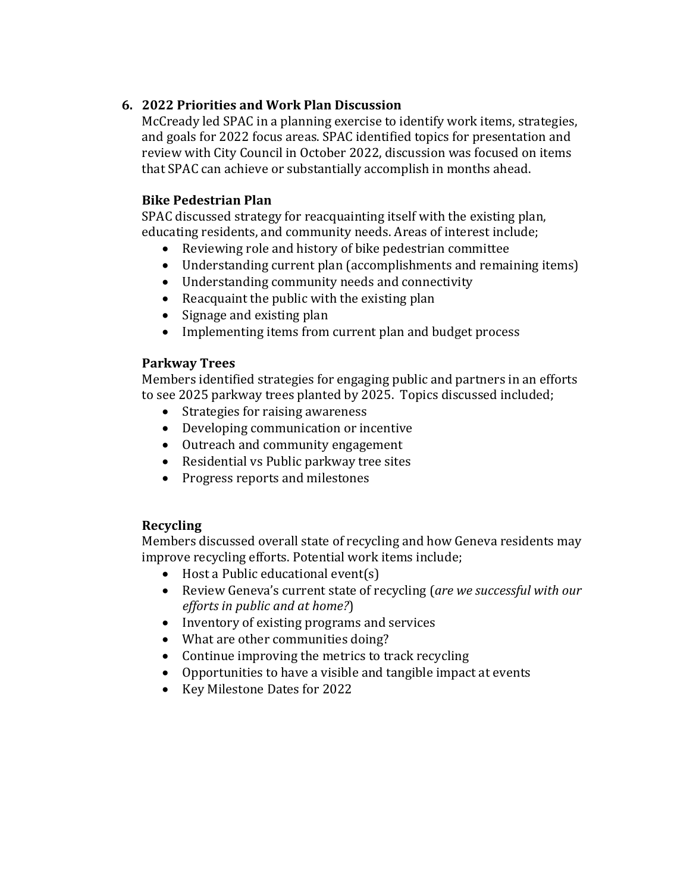6. **2022 Priorities and Work Plan Discussion**

McCready led SPAC in a planning exercise to identify work items, strategies, and goals for 2022 focus areas. SPAC identified topics for presentation and review with City Council in October 2022, discussion was focused on items that SPAC can achieve or substantially accomplish in months ahead.

**Bike Pedestrian Plan**

SPAC discussed strategy for reacquainting itself with the existing plan, educating residents, and community needs. Areas of interest include;

- Reviewing role and history of bike pedestrian committee
- Understanding current plan (accomplishments and remaining items)
- Understanding community needs and connectivity
- Reacquaint the public with the existing plan
- Signage and existing plan
- Implementing items from current plan and budget process

**Parkway Trees**

Members identified strategies for engaging public and partners in an efforts to see 2025 parkway trees planted by 2025. Topics discussed included;

- Strategies for raising awareness
- Developing communication or incentive
- Outreach and community engagement
- Residential vs Public parkway tree sites
- Progress reports and milestones

**Recycling**

Members discussed overall state of recycling and how Geneva residents may improve recycling efforts. Potential work items include;

- Host a Public educational event(s)
- Review Geneva's current state of recycling (*are we successful with our efforts in public and at home?*)
- Inventory of existing programs and services
- What are other communities doing?
- Continue improving the metrics to track recycling
- Opportunities to have a visible and tangible impact at events
- Key Milestone Dates for 2022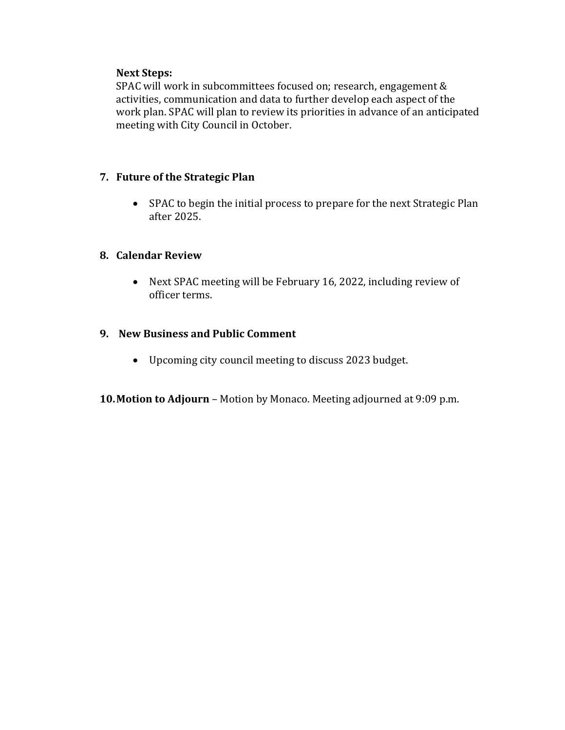**Next Steps:**
SPAC will work in subcommittees focused on; research, engagement & activities, communication and data to further develop each aspect of the work plan. SPAC will plan to review its priorities in advance of an anticipated meeting with City Council in October.

7. **Future of the Strategic Plan**

   - SPAC to begin the initial process to prepare for the next Strategic Plan after 2025.

8. **Calendar Review**

   - Next SPAC meeting will be February 16, 2022, including review of officer terms.

9. **New Business and Public Comment**

   - Upcoming city council meeting to discuss 2023 budget.

10. **Motion to Adjourn** – Motion by Monaco. Meeting adjourned at 9:09 p.m.